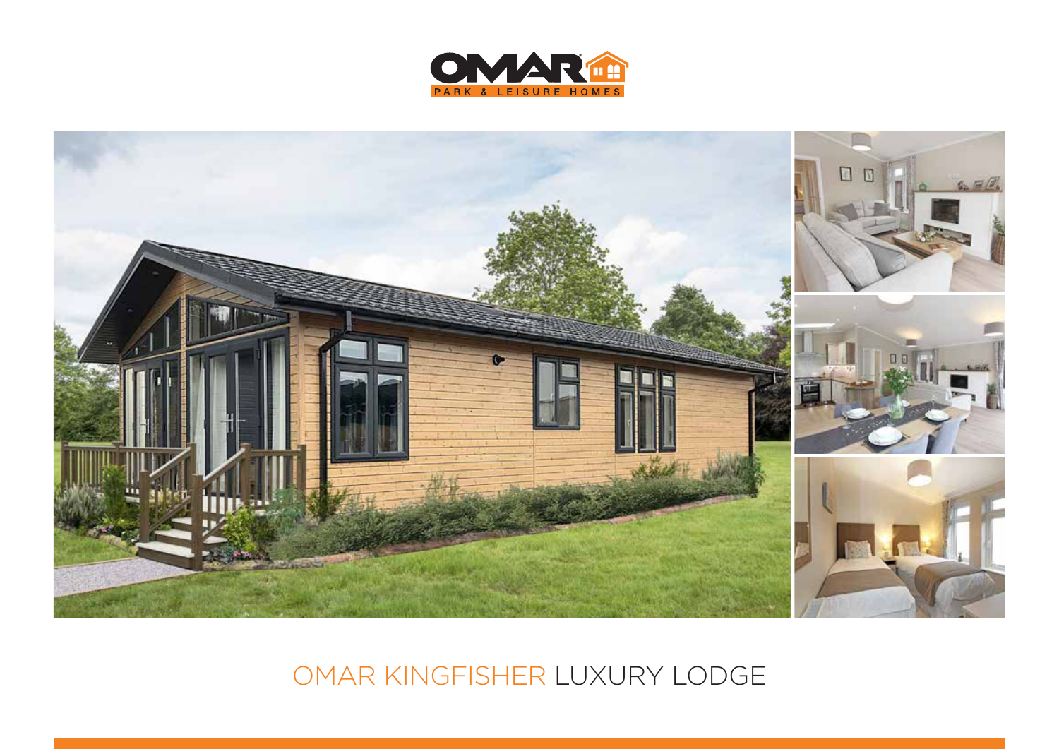OMAR PARK & LEISURE HOMES

# OMAR KINGFISHER LUXURY LODGE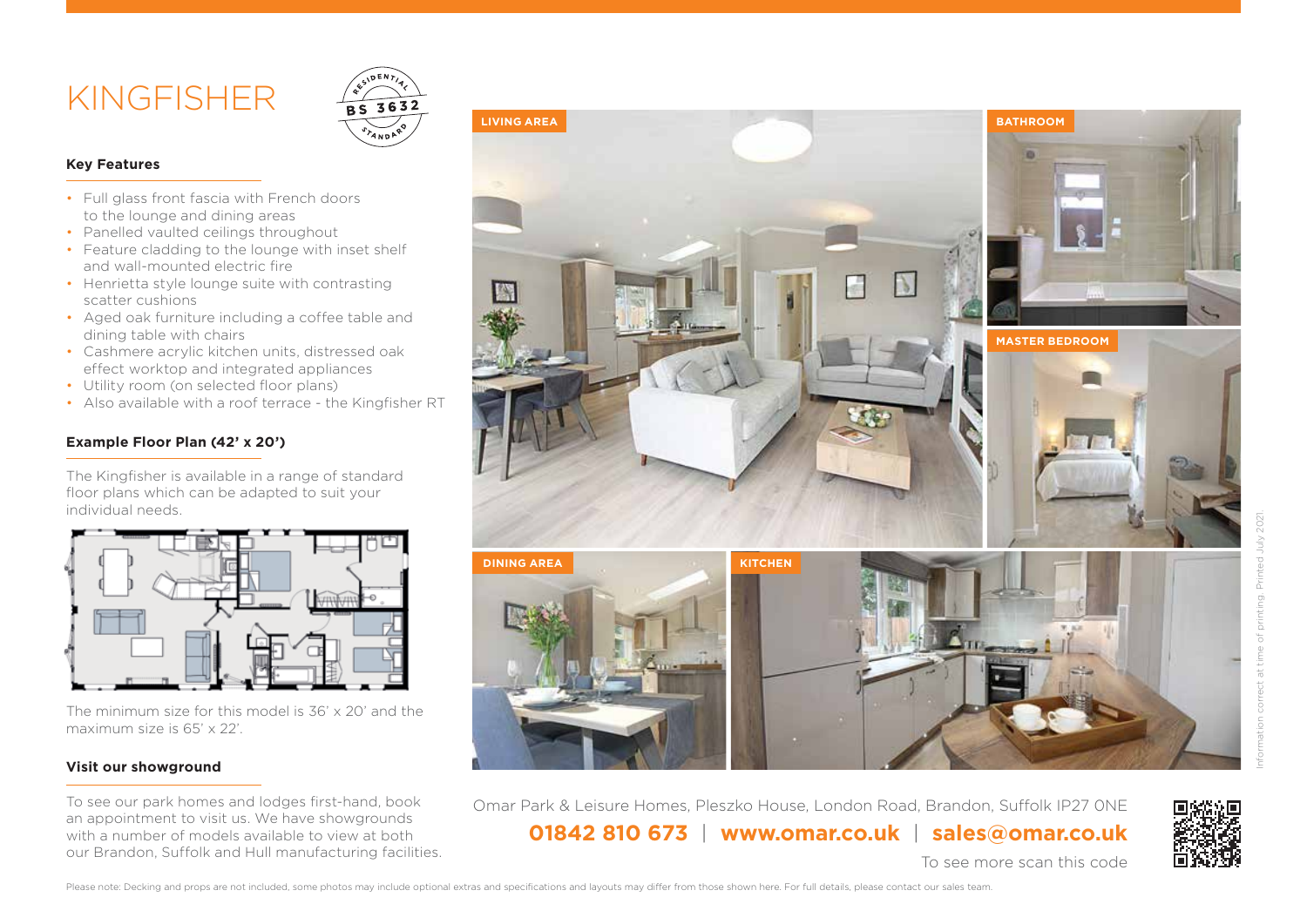# KINGFISHER

RESIDENTIAL BS 3632 STANDARD

### Key Features

- Full glass front fascia with French doors to the lounge and dining areas
- Panelled vaulted ceilings throughout
- Feature cladding to the lounge with inset shelf and wall-mounted electric fire
- Henrietta style lounge suite with contrasting scatter cushions
- Aged oak furniture including a coffee table and dining table with chairs
- Cashmere acrylic kitchen units, distressed oak effect worktop and integrated appliances
- Utility room (on selected floor plans)
- Also available with a roof terrace - the Kingfisher RT

### Example Floor Plan (42' x 20')

The Kingfisher is available in a range of standard floor plans which can be adapted to suit your individual needs.

The minimum size for this model is 36' x 20' and the maximum size is 65' x 22'.

### Visit our showground

To see our park homes and lodges first-hand, book an appointment to visit us. We have showgrounds with a number of models available to view at both our Brandon, Suffolk and Hull manufacturing facilities.

LIVING AREA

BATHROOM

MASTER BEDROOM

DINING AREA

KITCHEN

Omar Park & Leisure Homes, Pleszko House, London Road, Brandon, Suffolk IP27 0NE

**01842 810 673** | **www.omar.co.uk** | **sales@omar.co.uk**

To see more scan this code

Information correct at time of printing. Printed July 2021.

Please note: Decking and props are not included, some photos may include optional extras and specifications and layouts may differ from those shown here. For full details, please contact our sales team.